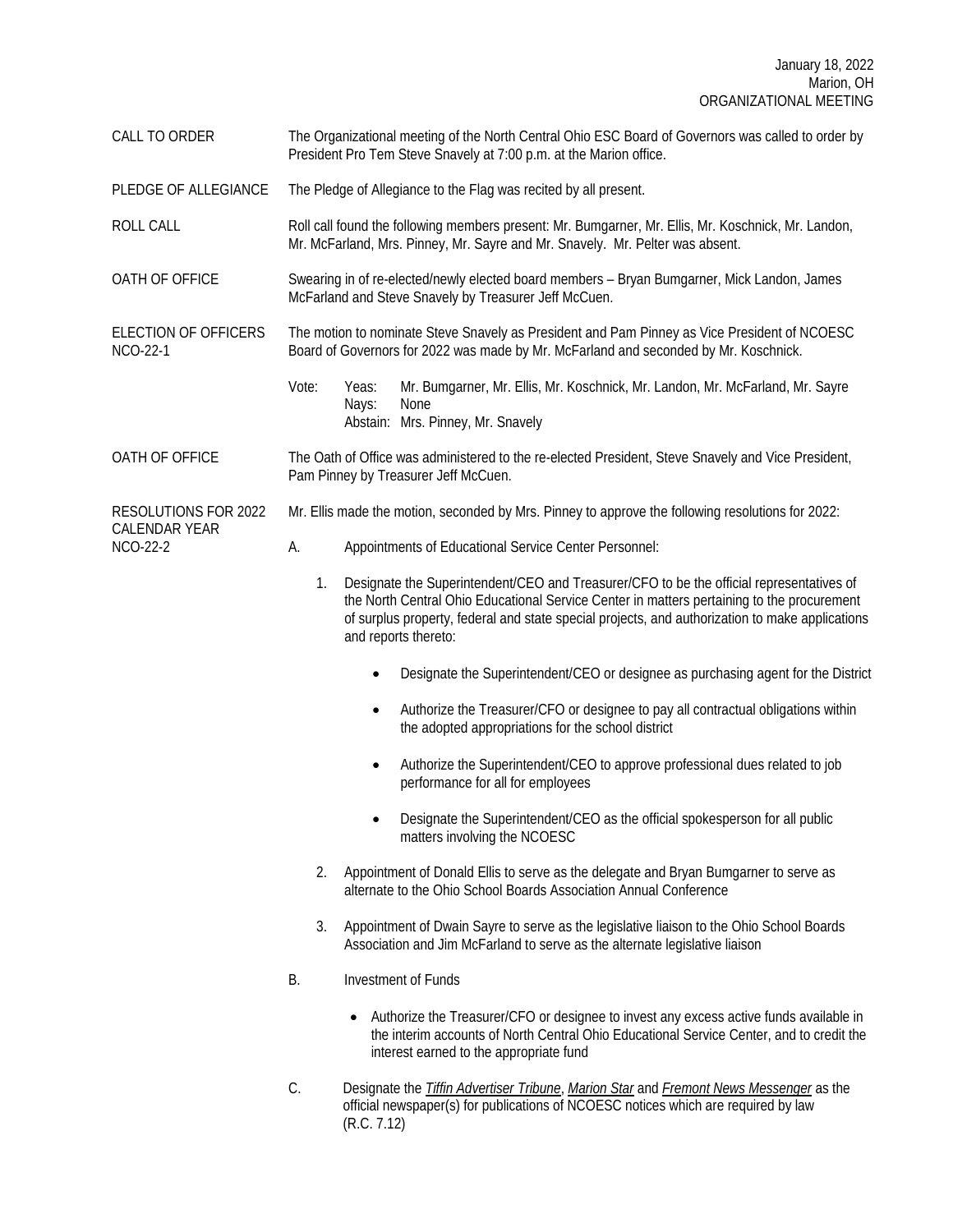January 18, 2022
Marion, OH
ORGANIZATIONAL MEETING

**CALL TO ORDER**

The Organizational meeting of the North Central Ohio ESC Board of Governors was called to order by President Pro Tem Steve Snavely at 7:00 p.m. at the Marion office.

**PLEDGE OF ALLEGIANCE**

The Pledge of Allegiance to the Flag was recited by all present.

**ROLL CALL**

Roll call found the following members present: Mr. Bumgarner, Mr. Ellis, Mr. Koschnick, Mr. Landon, Mr. McFarland, Mrs. Pinney, Mr. Sayre and Mr. Snavely. Mr. Pelter was absent.

**OATH OF OFFICE**

Swearing in of re-elected/newly elected board members – Bryan Bumgarner, Mick Landon, James McFarland and Steve Snavely by Treasurer Jeff McCuen.

**ELECTION OF OFFICERS**
**NCO-22-1**

The motion to nominate Steve Snavely as President and Pam Pinney as Vice President of NCOESC Board of Governors for 2022 was made by Mr. McFarland and seconded by Mr. Koschnick.

Vote:
- Yeas: Mr. Bumgarner, Mr. Ellis, Mr. Koschnick, Mr. Landon, Mr. McFarland, Mr. Sayre
- Nays: None
- Abstain: Mrs. Pinney, Mr. Snavely

**OATH OF OFFICE**

The Oath of Office was administered to the re-elected President, Steve Snavely and Vice President, Pam Pinney by Treasurer Jeff McCuen.

**RESOLUTIONS FOR 2022 CALENDAR YEAR**
**NCO-22-2**

Mr. Ellis made the motion, seconded by Mrs. Pinney to approve the following resolutions for 2022:

A. Appointments of Educational Service Center Personnel:

1. Designate the Superintendent/CEO and Treasurer/CFO to be the official representatives of the North Central Ohio Educational Service Center in matters pertaining to the procurement of surplus property, federal and state special projects, and authorization to make applications and reports thereto:

   - Designate the Superintendent/CEO or designee as purchasing agent for the District
   - Authorize the Treasurer/CFO or designee to pay all contractual obligations within the adopted appropriations for the school district
   - Authorize the Superintendent/CEO to approve professional dues related to job performance for all for employees
   - Designate the Superintendent/CEO as the official spokesperson for all public matters involving the NCOESC

2. Appointment of Donald Ellis to serve as the delegate and Bryan Bumgarner to serve as alternate to the Ohio School Boards Association Annual Conference

3. Appointment of Dwain Sayre to serve as the legislative liaison to the Ohio School Boards Association and Jim McFarland to serve as the alternate legislative liaison

B. Investment of Funds

   - Authorize the Treasurer/CFO or designee to invest any excess active funds available in the interim accounts of North Central Ohio Educational Service Center, and to credit the interest earned to the appropriate fund

C. Designate the *Tiffin Advertiser Tribune*, *Marion Star* and *Fremont News Messenger* as the official newspaper(s) for publications of NCOESC notices which are required by law (R.C. 7.12)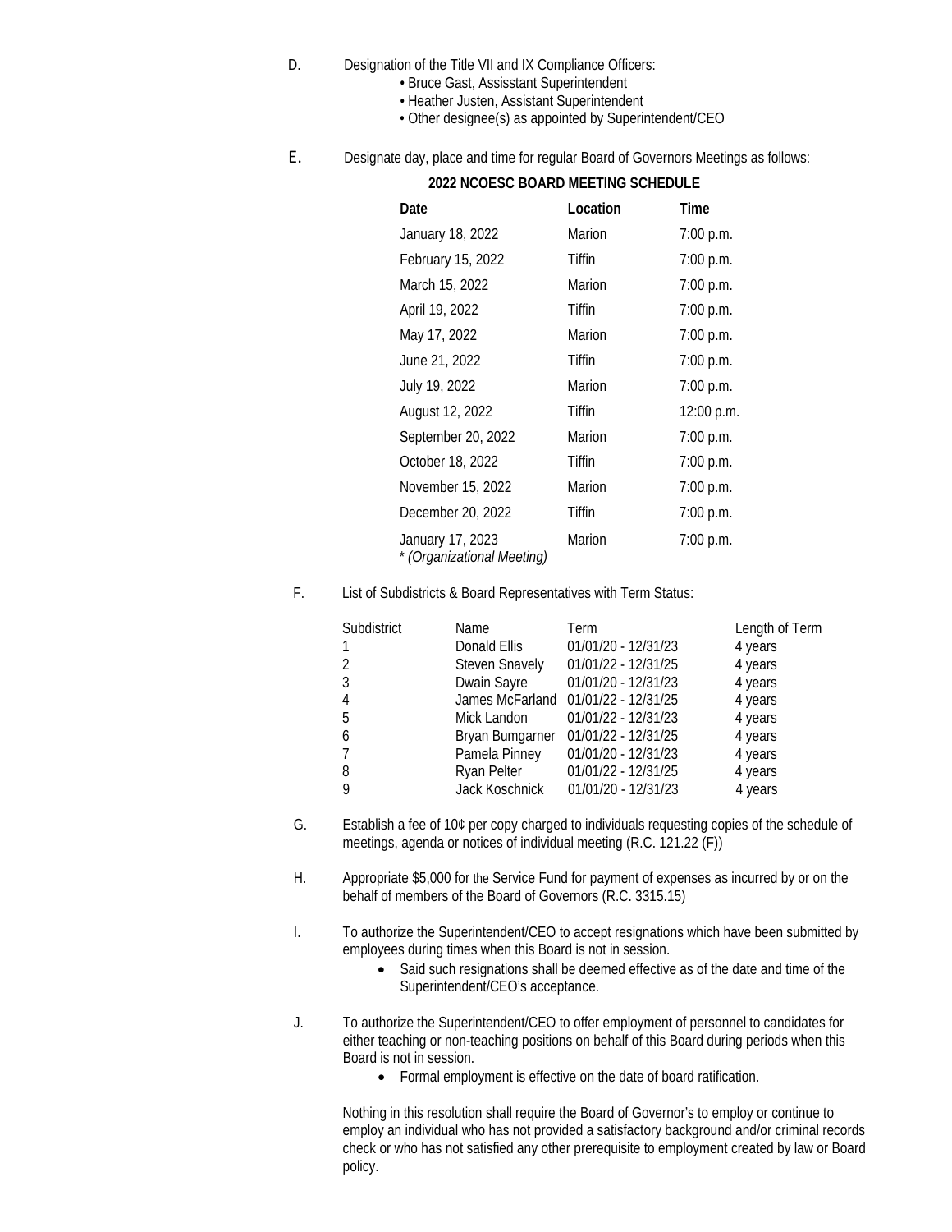D. Designation of the Title VII and IX Compliance Officers:

- Bruce Gast, Assisstant Superintendent
- Heather Justen, Assistant Superintendent
- Other designee(s) as appointed by Superintendent/CEO

E. Designate day, place and time for regular Board of Governors Meetings as follows:

**2022 NCOESC BOARD MEETING SCHEDULE**

| Date | Location | Time |
|---|---|---|
| January 18, 2022 | Marion | 7:00 p.m. |
| February 15, 2022 | Tiffin | 7:00 p.m. |
| March 15, 2022 | Marion | 7:00 p.m. |
| April 19, 2022 | Tiffin | 7:00 p.m. |
| May 17, 2022 | Marion | 7:00 p.m. |
| June 21, 2022 | Tiffin | 7:00 p.m. |
| July 19, 2022 | Marion | 7:00 p.m. |
| August 12, 2022 | Tiffin | 12:00 p.m. |
| September 20, 2022 | Marion | 7:00 p.m. |
| October 18, 2022 | Tiffin | 7:00 p.m. |
| November 15, 2022 | Marion | 7:00 p.m. |
| December 20, 2022 | Tiffin | 7:00 p.m. |
| January 17, 2023 * *(Organizational Meeting)* | Marion | 7:00 p.m. |

F. List of Subdistricts & Board Representatives with Term Status:

| Subdistrict | Name | Term | Length of Term |
|---|---|---|---|
| 1 | Donald Ellis | 01/01/20 - 12/31/23 | 4 years |
| 2 | Steven Snavely | 01/01/22 - 12/31/25 | 4 years |
| 3 | Dwain Sayre | 01/01/20 - 12/31/23 | 4 years |
| 4 | James McFarland | 01/01/22 - 12/31/25 | 4 years |
| 5 | Mick Landon | 01/01/22 - 12/31/23 | 4 years |
| 6 | Bryan Bumgarner | 01/01/22 - 12/31/25 | 4 years |
| 7 | Pamela Pinney | 01/01/20 - 12/31/23 | 4 years |
| 8 | Ryan Pelter | 01/01/22 - 12/31/25 | 4 years |
| 9 | Jack Koschnick | 01/01/20 - 12/31/23 | 4 years |

G. Establish a fee of 10¢ per copy charged to individuals requesting copies of the schedule of meetings, agenda or notices of individual meeting (R.C. 121.22 (F))

H. Appropriate $5,000 for the Service Fund for payment of expenses as incurred by or on the behalf of members of the Board of Governors (R.C. 3315.15)

I. To authorize the Superintendent/CEO to accept resignations which have been submitted by employees during times when this Board is not in session.

- Said such resignations shall be deemed effective as of the date and time of the Superintendent/CEO's acceptance.

J. To authorize the Superintendent/CEO to offer employment of personnel to candidates for either teaching or non-teaching positions on behalf of this Board during periods when this Board is not in session.

- Formal employment is effective on the date of board ratification.

Nothing in this resolution shall require the Board of Governor's to employ or continue to employ an individual who has not provided a satisfactory background and/or criminal records check or who has not satisfied any other prerequisite to employment created by law or Board policy.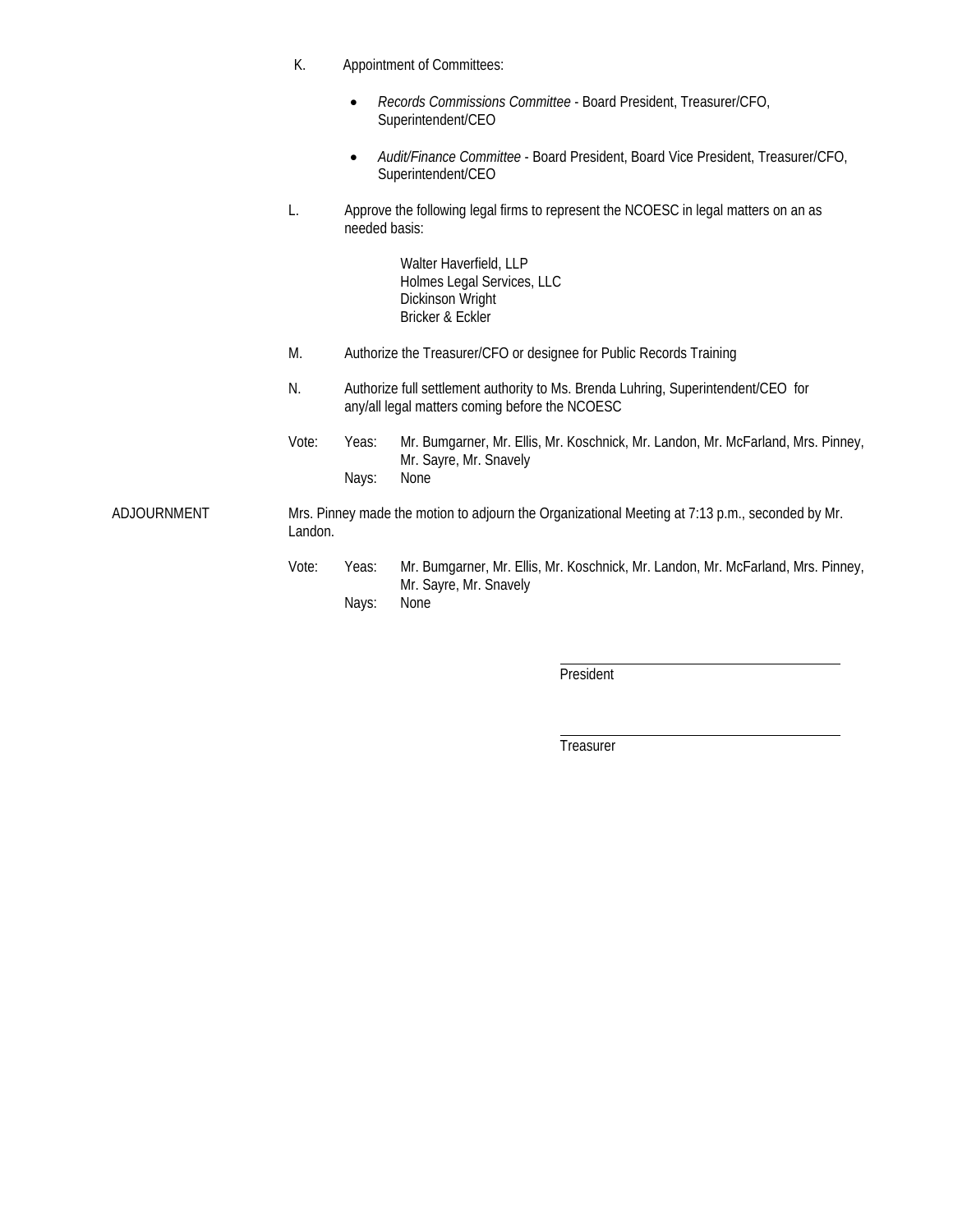K. Appointment of Committees:

- *Records Commissions Committee* - Board President, Treasurer/CFO, Superintendent/CEO
- *Audit/Finance Committee* - Board President, Board Vice President, Treasurer/CFO, Superintendent/CEO

L. Approve the following legal firms to represent the NCOESC in legal matters on an as needed basis:

Walter Haverfield, LLP
Holmes Legal Services, LLC
Dickinson Wright
Bricker & Eckler

M. Authorize the Treasurer/CFO or designee for Public Records Training

N. Authorize full settlement authority to Ms. Brenda Luhring, Superintendent/CEO for any/all legal matters coming before the NCOESC

Vote: Yeas: Mr. Bumgarner, Mr. Ellis, Mr. Koschnick, Mr. Landon, Mr. McFarland, Mrs. Pinney, Mr. Sayre, Mr. Snavely
Nays: None

ADJOURNMENT

Mrs. Pinney made the motion to adjourn the Organizational Meeting at 7:13 p.m., seconded by Mr. Landon.

Vote: Yeas: Mr. Bumgarner, Mr. Ellis, Mr. Koschnick, Mr. Landon, Mr. McFarland, Mrs. Pinney, Mr. Sayre, Mr. Snavely
Nays: None

\_\_\_\_\_\_\_\_\_\_\_\_\_\_\_\_\_\_\_\_\_\_\_\_\_\_\_\_\_\_\_\_\_\_\_\_
President

\_\_\_\_\_\_\_\_\_\_\_\_\_\_\_\_\_\_\_\_\_\_\_\_\_\_\_\_\_\_\_\_\_\_\_\_
Treasurer